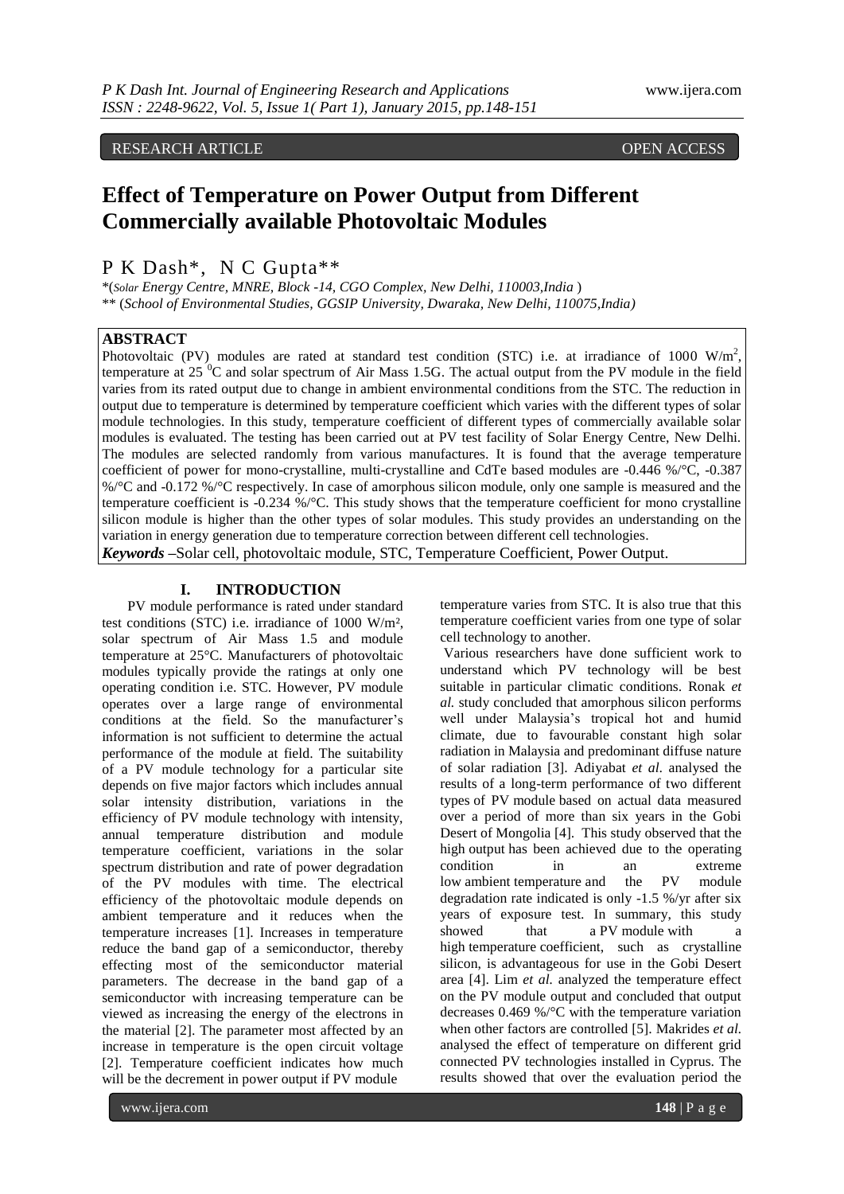RESEARCH ARTICLE OPEN ACCESS

# Effect of Temperature on Power Output from Different Commercially available Photovoltaic Modules

P K Dash*, N C Gupta**

*(*Solar Energy Centre, MNRE, Block -14, CGO Complex, New Delhi, 110003,India* )
** (*School of Environmental Studies, GGSIP University, Dwaraka, New Delhi, 110075,India)*

## ABSTRACT

Photovoltaic (PV) modules are rated at standard test condition (STC) i.e. at irradiance of 1000 W/m$^2$, temperature at 25 $^0$C and solar spectrum of Air Mass 1.5G. The actual output from the PV module in the field varies from its rated output due to change in ambient environmental conditions from the STC. The reduction in output due to temperature is determined by temperature coefficient which varies with the different types of solar module technologies. In this study, temperature coefficient of different types of commercially available solar modules is evaluated. The testing has been carried out at PV test facility of Solar Energy Centre, New Delhi. The modules are selected randomly from various manufactures. It is found that the average temperature coefficient of power for mono-crystalline, multi-crystalline and CdTe based modules are -0.446 %/°C, -0.387 %/°C and -0.172 %/°C respectively. In case of amorphous silicon module, only one sample is measured and the temperature coefficient is -0.234 %/°C. This study shows that the temperature coefficient for mono crystalline silicon module is higher than the other types of solar modules. This study provides an understanding on the variation in energy generation due to temperature correction between different cell technologies.

***Keywords*** **–**Solar cell, photovoltaic module, STC, Temperature Coefficient, Power Output.

## I. INTRODUCTION

PV module performance is rated under standard test conditions (STC) i.e. irradiance of 1000 W/m², solar spectrum of Air Mass 1.5 and module temperature at 25°C. Manufacturers of photovoltaic modules typically provide the ratings at only one operating condition i.e. STC. However, PV module operates over a large range of environmental conditions at the field. So the manufacturer's information is not sufficient to determine the actual performance of the module at field. The suitability of a PV module technology for a particular site depends on five major factors which includes annual solar intensity distribution, variations in the efficiency of PV module technology with intensity, annual temperature distribution and module temperature coefficient, variations in the solar spectrum distribution and rate of power degradation of the PV modules with time. The electrical efficiency of the photovoltaic module depends on ambient temperature and it reduces when the temperature increases [1]. Increases in temperature reduce the band gap of a semiconductor, thereby effecting most of the semiconductor material parameters. The decrease in the band gap of a semiconductor with increasing temperature can be viewed as increasing the energy of the electrons in the material [2]. The parameter most affected by an increase in temperature is the open circuit voltage [2]. Temperature coefficient indicates how much will be the decrement in power output if PV module temperature varies from STC. It is also true that this temperature coefficient varies from one type of solar cell technology to another.

Various researchers have done sufficient work to understand which PV technology will be best suitable in particular climatic conditions. Ronak *et al.* study concluded that amorphous silicon performs well under Malaysia's tropical hot and humid climate, due to favourable constant high solar radiation in Malaysia and predominant diffuse nature of solar radiation [3]. Adiyabat *et al.* analysed the results of a long-term performance of two different types of PV module based on actual data measured over a period of more than six years in the Gobi Desert of Mongolia [4]. This study observed that the high output has been achieved due to the operating condition in an extreme low ambient temperature and the PV module degradation rate indicated is only -1.5 %/yr after six years of exposure test. In summary, this study showed that a PV module with a high temperature coefficient, such as crystalline silicon, is advantageous for use in the Gobi Desert area [4]. Lim *et al.* analyzed the temperature effect on the PV module output and concluded that output decreases 0.469 %/°C with the temperature variation when other factors are controlled [5]. Makrides *et al.* analysed the effect of temperature on different grid connected PV technologies installed in Cyprus. The results showed that over the evaluation period the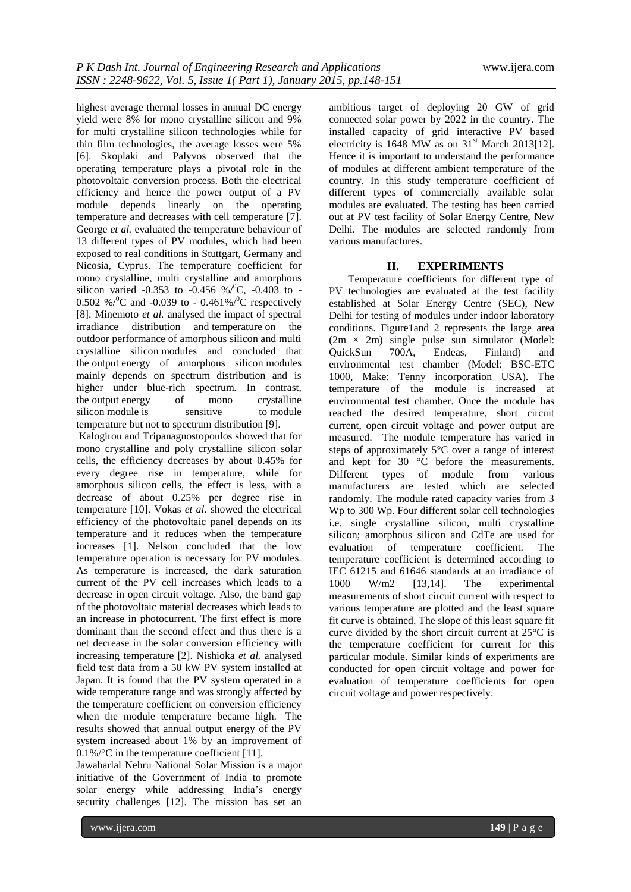highest average thermal losses in annual DC energy yield were 8% for mono crystalline silicon and 9% for multi crystalline silicon technologies while for thin film technologies, the average losses were 5% [6]. Skoplaki and Palyvos observed that the operating temperature plays a pivotal role in the photovoltaic conversion process. Both the electrical efficiency and hence the power output of a PV module depends linearly on the operating temperature and decreases with cell temperature [7]. George *et al.* evaluated the temperature behaviour of 13 different types of PV modules, which had been exposed to real conditions in Stuttgart, Germany and Nicosia, Cyprus. The temperature coefficient for mono crystalline, multi crystalline and amorphous silicon varied -0.353 to -0.456 %/$^0$C, -0.403 to -0.502 %/$^0$C and -0.039 to - 0.461%/$^0$C respectively [8]. Minemoto *et al.* analysed the impact of spectral irradiance distribution and temperature on the outdoor performance of amorphous silicon and multi crystalline silicon modules and concluded that the output energy of amorphous silicon modules mainly depends on spectrum distribution and is higher under blue-rich spectrum. In contrast, the output energy of mono crystalline silicon module is sensitive to module temperature but not to spectrum distribution [9].

Kalogirou and Tripanagnostopoulos showed that for mono crystalline and poly crystalline silicon solar cells, the efficiency decreases by about 0.45% for every degree rise in temperature, while for amorphous silicon cells, the effect is less, with a decrease of about 0.25% per degree rise in temperature [10]. Vokas *et al.* showed the electrical efficiency of the photovoltaic panel depends on its temperature and it reduces when the temperature increases [1]. Nelson concluded that the low temperature operation is necessary for PV modules. As temperature is increased, the dark saturation current of the PV cell increases which leads to a decrease in open circuit voltage. Also, the band gap of the photovoltaic material decreases which leads to an increase in photocurrent. The first effect is more dominant than the second effect and thus there is a net decrease in the solar conversion efficiency with increasing temperature [2]. Nishioka *et al.* analysed field test data from a 50 kW PV system installed at Japan. It is found that the PV system operated in a wide temperature range and was strongly affected by the temperature coefficient on conversion efficiency when the module temperature became high. The results showed that annual output energy of the PV system increased about 1% by an improvement of 0.1%/°C in the temperature coefficient [11].

Jawaharlal Nehru National Solar Mission is a major initiative of the Government of India to promote solar energy while addressing India's energy security challenges [12]. The mission has set an ambitious target of deploying 20 GW of grid connected solar power by 2022 in the country. The installed capacity of grid interactive PV based electricity is 1648 MW as on 31st March 2013[12]. Hence it is important to understand the performance of modules at different ambient temperature of the country. In this study temperature coefficient of different types of commercially available solar modules are evaluated. The testing has been carried out at PV test facility of Solar Energy Centre, New Delhi. The modules are selected randomly from various manufactures.

## II. EXPERIMENTS

Temperature coefficients for different type of PV technologies are evaluated at the test facility established at Solar Energy Centre (SEC), New Delhi for testing of modules under indoor laboratory conditions. Figure1and 2 represents the large area (2m × 2m) single pulse sun simulator (Model: QuickSun 700A, Endeas, Finland) and environmental test chamber (Model: BSC-ETC 1000, Make: Tenny incorporation USA). The temperature of the module is increased at environmental test chamber. Once the module has reached the desired temperature, short circuit current, open circuit voltage and power output are measured. The module temperature has varied in steps of approximately 5°C over a range of interest and kept for 30 °C before the measurements. Different types of module from various manufacturers are tested which are selected randomly. The module rated capacity varies from 3 Wp to 300 Wp. Four different solar cell technologies i.e. single crystalline silicon, multi crystalline silicon; amorphous silicon and CdTe are used for evaluation of temperature coefficient. The temperature coefficient is determined according to IEC 61215 and 61646 standards at an irradiance of 1000 W/m2 [13,14]. The experimental measurements of short circuit current with respect to various temperature are plotted and the least square fit curve is obtained. The slope of this least square fit curve divided by the short circuit current at 25°C is the temperature coefficient for current for this particular module. Similar kinds of experiments are conducted for open circuit voltage and power for evaluation of temperature coefficients for open circuit voltage and power respectively.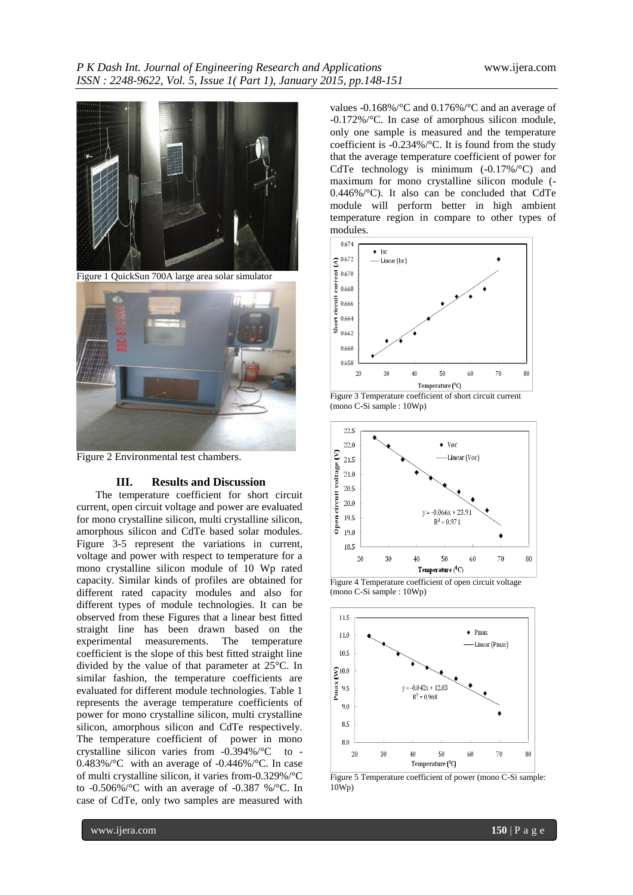Figure 1 QuickSun 700A large area solar simulator

Figure 2 Environmental test chambers.

## III. Results and Discussion

The temperature coefficient for short circuit current, open circuit voltage and power are evaluated for mono crystalline silicon, multi crystalline silicon, amorphous silicon and CdTe based solar modules. Figure 3-5 represent the variations in current, voltage and power with respect to temperature for a mono crystalline silicon module of 10 Wp rated capacity. Similar kinds of profiles are obtained for different rated capacity modules and also for different types of module technologies. It can be observed from these Figures that a linear best fitted straight line has been drawn based on the experimental measurements. The temperature coefficient is the slope of this best fitted straight line divided by the value of that parameter at 25°C. In similar fashion, the temperature coefficients are evaluated for different module technologies. Table 1 represents the average temperature coefficients of power for mono crystalline silicon, multi crystalline silicon, amorphous silicon and CdTe respectively. The temperature coefficient of power in mono crystalline silicon varies from -0.394%/°C to -0.483%/°C with an average of -0.446%/°C. In case of multi crystalline silicon, it varies from-0.329%/°C to -0.506%/°C with an average of -0.387 %/°C. In case of CdTe, only two samples are measured with values -0.168%/°C and 0.176%/°C and an average of -0.172%/°C. In case of amorphous silicon module, only one sample is measured and the temperature coefficient is -0.234%/°C. It is found from the study that the average temperature coefficient of power for CdTe technology is minimum (-0.17%/°C) and maximum for mono crystalline silicon module (-0.446%/°C). It also can be concluded that CdTe module will perform better in high ambient temperature region in compare to other types of modules.

Figure 3 Temperature coefficient of short circuit current (mono C-Si sample : 10Wp)

Figure 4 Temperature coefficient of open circuit voltage (mono C-Si sample : 10Wp)

Figure 5 Temperature coefficient of power (mono C-Si sample: 10Wp)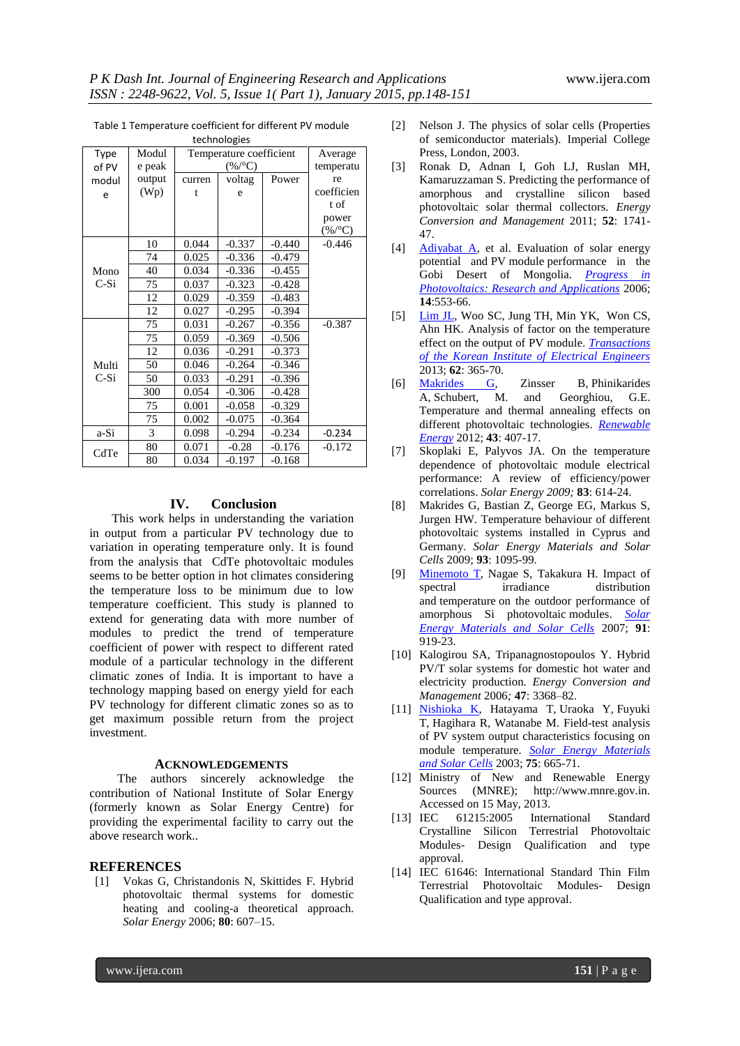Table 1 Temperature coefficient for different PV module technologies

| Type of PV module | Module peak output (Wp) | Temperature coefficient (%/°C) | | | Average temperature coefficient of power (%/°C) |
|---|---|---|---|---|---|
| | | current | voltage | Power | |
| Mono C-Si | 10 | 0.044 | -0.337 | -0.440 | -0.446 |
| | 74 | 0.025 | -0.336 | -0.479 | |
| | 40 | 0.034 | -0.336 | -0.455 | |
| | 75 | 0.037 | -0.323 | -0.428 | |
| | 12 | 0.029 | -0.359 | -0.483 | |
| | 12 | 0.027 | -0.295 | -0.394 | |
| Multi C-Si | 75 | 0.031 | -0.267 | -0.356 | -0.387 |
| | 75 | 0.059 | -0.369 | -0.506 | |
| | 12 | 0.036 | -0.291 | -0.373 | |
| | 50 | 0.046 | -0.264 | -0.346 | |
| | 50 | 0.033 | -0.291 | -0.396 | |
| | 300 | 0.054 | -0.306 | -0.428 | |
| | 75 | 0.001 | -0.058 | -0.329 | |
| | 75 | 0.002 | -0.075 | -0.364 | |
| a-Si | 3 | 0.098 | -0.294 | -0.234 | -0.234 |
| CdTe | 80 | 0.071 | -0.28 | -0.176 | -0.172 |
| | 80 | 0.034 | -0.197 | -0.168 | |

## IV. Conclusion

This work helps in understanding the variation in output from a particular PV technology due to variation in operating temperature only. It is found from the analysis that CdTe photovoltaic modules seems to be better option in hot climates considering the temperature loss to be minimum due to low temperature coefficient. This study is planned to extend for generating data with more number of modules to predict the trend of temperature coefficient of power with respect to different rated module of a particular technology in the different climatic zones of India. It is important to have a technology mapping based on energy yield for each PV technology for different climatic zones so as to get maximum possible return from the project investment.

## Acknowledgements

The authors sincerely acknowledge the contribution of National Institute of Solar Energy (formerly known as Solar Energy Centre) for providing the experimental facility to carry out the above research work..

## REFERENCES

[1] Vokas G, Christandonis N, Skittides F. Hybrid photovoltaic thermal systems for domestic heating and cooling-a theoretical approach. *Solar Energy* 2006; **80**: 607–15.

[2] Nelson J. The physics of solar cells (Properties of semiconductor materials). Imperial College Press, London, 2003.

[3] Ronak D, Adnan I, Goh LJ, Ruslan MH, Kamaruzzaman S. Predicting the performance of amorphous and crystalline silicon based photovoltaic solar thermal collectors. *Energy Conversion and Management* 2011; **52**: 1741-47.

[4] Adiyabat A, et al. Evaluation of solar energy potential and PV module performance in the Gobi Desert of Mongolia. *Progress in Photovoltaics: Research and Applications* 2006; **14**:553-66.

[5] Lim JL, Woo SC, Jung TH, Min YK, Won CS, Ahn HK. Analysis of factor on the temperature effect on the output of PV module. *Transactions of the Korean Institute of Electrical Engineers* 2013; **62**: 365-70.

[6] Makrides G, Zinsser B, Phinikarides A, Schubert, M. and Georghiou, G.E. Temperature and thermal annealing effects on different photovoltaic technologies. *Renewable Energy* 2012; **43**: 407-17.

[7] Skoplaki E, Palyvos JA. On the temperature dependence of photovoltaic module electrical performance: A review of efficiency/power correlations. *Solar Energy 2009;* **83**: 614-24.

[8] Makrides G, Bastian Z, George EG, Markus S, Jurgen HW. Temperature behaviour of different photovoltaic systems installed in Cyprus and Germany. *Solar Energy Materials and Solar Cells* 2009; **93**: 1095-99.

[9] Minemoto T, Nagae S, Takakura H. Impact of spectral irradiance distribution and temperature on the outdoor performance of amorphous Si photovoltaic modules. *Solar Energy Materials and Solar Cells* 2007; **91**: 919-23.

[10] Kalogirou SA, Tripanagnostopoulos Y. Hybrid PV/T solar systems for domestic hot water and electricity production. *Energy Conversion and Management* 2006*;* **47**: 3368–82.

[11] Nishioka K, Hatayama T, Uraoka Y, Fuyuki T, Hagihara R, Watanabe M. Field-test analysis of PV system output characteristics focusing on module temperature. *Solar Energy Materials and Solar Cells* 2003; **75**: 665-71.

[12] Ministry of New and Renewable Energy Sources (MNRE); http://www.mnre.gov.in. Accessed on 15 May, 2013.

[13] IEC 61215:2005 International Standard Crystalline Silicon Terrestrial Photovoltaic Modules- Design Qualification and type approval.

[14] IEC 61646: International Standard Thin Film Terrestrial Photovoltaic Modules- Design Qualification and type approval.